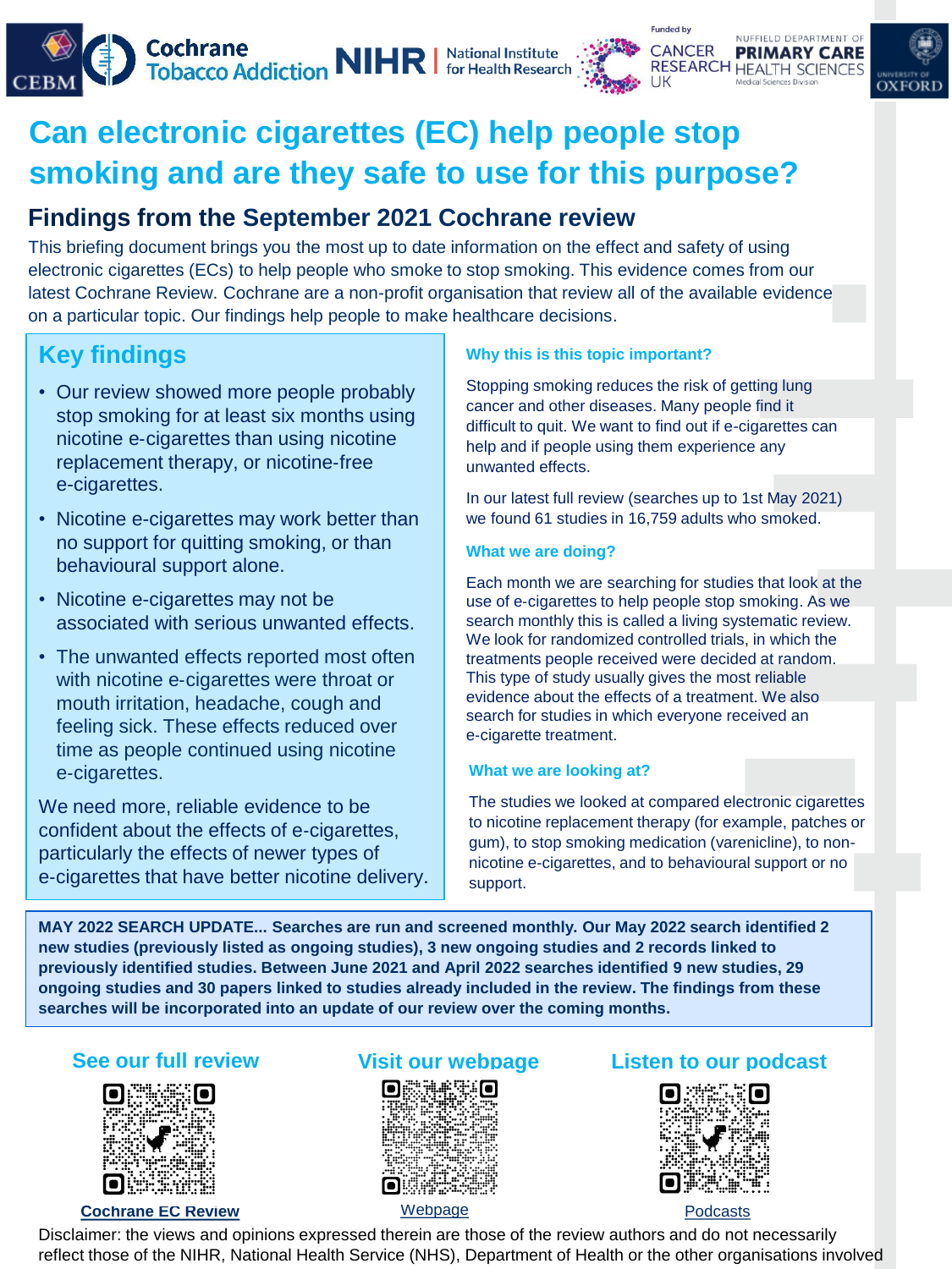# Can electronic cigarettes (EC) help people stop smoking and are they safe to use for this purpose?

## Findings from the September 2021 Cochrane review

This briefing document brings you the most up to date information on the effect and safety of using electronic cigarettes (ECs) to help people who smoke to stop smoking. This evidence comes from our latest Cochrane Review. Cochrane are a non-profit organisation that review all of the available evidence on a particular topic. Our findings help people to make healthcare decisions.

## Key findings

- Our review showed more people probably stop smoking for at least six months using nicotine e-cigarettes than using nicotine replacement therapy, or nicotine-free e-cigarettes.
- Nicotine e-cigarettes may work better than no support for quitting smoking, or than behavioural support alone.
- Nicotine e-cigarettes may not be associated with serious unwanted effects.
- The unwanted effects reported most often with nicotine e-cigarettes were throat or mouth irritation, headache, cough and feeling sick. These effects reduced over time as people continued using nicotine e-cigarettes.

We need more, reliable evidence to be confident about the effects of e-cigarettes, particularly the effects of newer types of e-cigarettes that have better nicotine delivery.

### Why this is this topic important?

Stopping smoking reduces the risk of getting lung cancer and other diseases. Many people find it difficult to quit. We want to find out if e-cigarettes can help and if people using them experience any unwanted effects.

In our latest full review (searches up to 1st May 2021) we found 61 studies in 16,759 adults who smoked.

### What we are doing?

Each month we are searching for studies that look at the use of e-cigarettes to help people stop smoking. As we search monthly this is called a living systematic review. We look for randomized controlled trials, in which the treatments people received were decided at random. This type of study usually gives the most reliable evidence about the effects of a treatment. We also search for studies in which everyone received an e-cigarette treatment.

### What we are looking at?

The studies we looked at compared electronic cigarettes to nicotine replacement therapy (for example, patches or gum), to stop smoking medication (varenicline), to non-nicotine e-cigarettes, and to behavioural support or no support.

**MAY 2022 SEARCH UPDATE... Searches are run and screened monthly. Our May 2022 search identified 2 new studies (previously listed as ongoing studies), 3 new ongoing studies and 2 records linked to previously identified studies. Between June 2021 and April 2022 searches identified 9 new studies, 29 ongoing studies and 30 papers linked to studies already included in the review. The findings from these searches will be incorporated into an update of our review over the coming months.**

| See our full review | Visit our webpage | Listen to our podcast |
|---|---|---|
| **Cochrane EC Review** | Webpage | Podcasts |

Disclaimer: the views and opinions expressed therein are those of the review authors and do not necessarily reflect those of the NIHR, National Health Service (NHS), Department of Health or the other organisations involved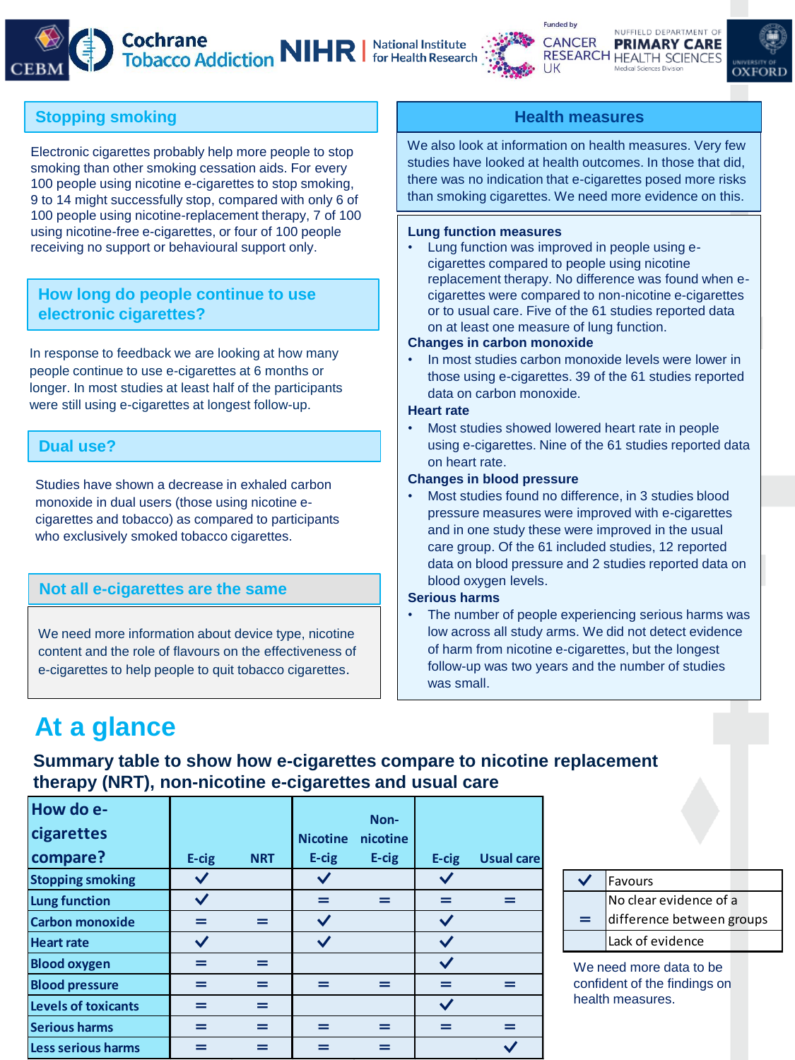## Stopping smoking

Electronic cigarettes probably help more people to stop smoking than other smoking cessation aids. For every 100 people using nicotine e-cigarettes to stop smoking, 9 to 14 might successfully stop, compared with only 6 of 100 people using nicotine-replacement therapy, 7 of 100 using nicotine-free e-cigarettes, or four of 100 people receiving no support or behavioural support only.

## How long do people continue to use electronic cigarettes?

In response to feedback we are looking at how many people continue to use e-cigarettes at 6 months or longer. In most studies at least half of the participants were still using e-cigarettes at longest follow-up.

## Dual use?

Studies have shown a decrease in exhaled carbon monoxide in dual users (those using nicotine e-cigarettes and tobacco) as compared to participants who exclusively smoked tobacco cigarettes.

## Not all e-cigarettes are the same

We need more information about device type, nicotine content and the role of flavours on the effectiveness of e-cigarettes to help people to quit tobacco cigarettes.

## Health measures

We also look at information on health measures. Very few studies have looked at health outcomes. In those that did, there was no indication that e-cigarettes posed more risks than smoking cigarettes. We need more evidence on this.

**Lung function measures**
- Lung function was improved in people using e-cigarettes compared to people using nicotine replacement therapy. No difference was found when e-cigarettes were compared to non-nicotine e-cigarettes or to usual care. Five of the 61 studies reported data on at least one measure of lung function.

**Changes in carbon monoxide**
- In most studies carbon monoxide levels were lower in those using e-cigarettes. 39 of the 61 studies reported data on carbon monoxide.

**Heart rate**
- Most studies showed lowered heart rate in people using e-cigarettes. Nine of the 61 studies reported data on heart rate.

**Changes in blood pressure**
- Most studies found no difference, in 3 studies blood pressure measures were improved with e-cigarettes and in one study these were improved in the usual care group. Of the 61 included studies, 12 reported data on blood pressure and 2 studies reported data on blood oxygen levels.

**Serious harms**
- The number of people experiencing serious harms was low across all study arms. We did not detect evidence of harm from nicotine e-cigarettes, but the longest follow-up was two years and the number of studies was small.

# At a glance

**Summary table to show how e-cigarettes compare to nicotine replacement therapy (NRT), non-nicotine e-cigarettes and usual care**

| How do e-cigarettes compare? | E-cig | NRT | Nicotine E-cig | Non-nicotine E-cig | E-cig | Usual care |
|---|---|---|---|---|---|---|
| Stopping smoking | ✓ | | ✓ | | ✓ | |
| Lung function | ✓ | | = | = | = | = |
| Carbon monoxide | = | = | ✓ | | ✓ | |
| Heart rate | ✓ | | ✓ | | ✓ | |
| Blood oxygen | = | = | | | ✓ | |
| Blood pressure | = | = | = | = | = | = |
| Levels of toxicants | = | = | | | ✓ | |
| Serious harms | = | = | = | = | = | = |
| Less serious harms | = | = | = | = | | ✓ |

| | |
|---|---|
| ✓ | Favours |
| = | No clear evidence of a difference between groups |
| | Lack of evidence |

We need more data to be confident of the findings on health measures.